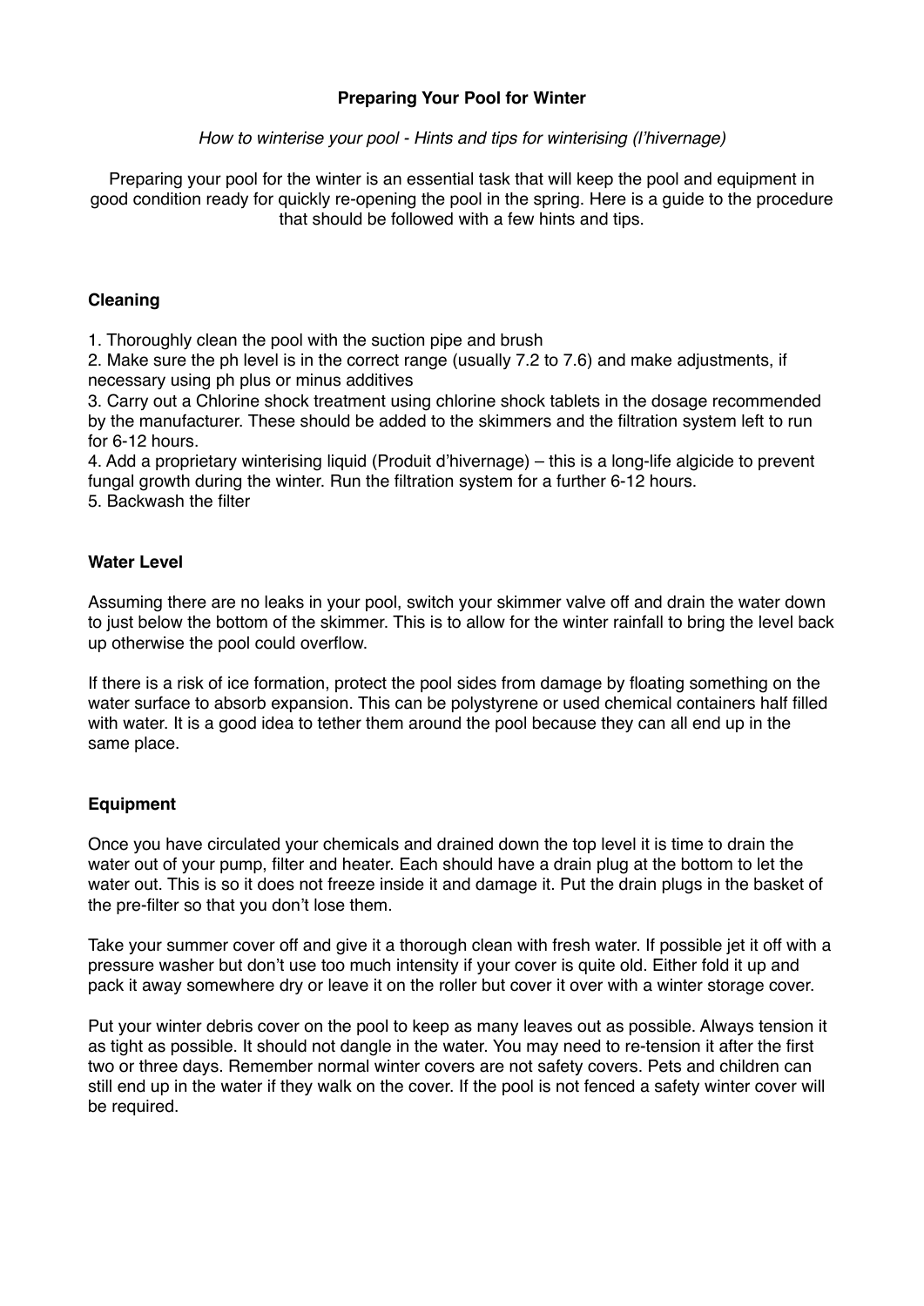# Preparing Your Pool for Winter

*How to winterise your pool - Hints and tips for winterising (l'hivernage)*

Preparing your pool for the winter is an essential task that will keep the pool and equipment in good condition ready for quickly re-opening the pool in the spring. Here is a guide to the procedure that should be followed with a few hints and tips.

## Cleaning

1. Thoroughly clean the pool with the suction pipe and brush
2. Make sure the ph level is in the correct range (usually 7.2 to 7.6) and make adjustments, if necessary using ph plus or minus additives
3. Carry out a Chlorine shock treatment using chlorine shock tablets in the dosage recommended by the manufacturer. These should be added to the skimmers and the filtration system left to run for 6-12 hours.
4. Add a proprietary winterising liquid (Produit d'hivernage) – this is a long-life algicide to prevent fungal growth during the winter. Run the filtration system for a further 6-12 hours.
5. Backwash the filter

## Water Level

Assuming there are no leaks in your pool, switch your skimmer valve off and drain the water down to just below the bottom of the skimmer. This is to allow for the winter rainfall to bring the level back up otherwise the pool could overflow.

If there is a risk of ice formation, protect the pool sides from damage by floating something on the water surface to absorb expansion. This can be polystyrene or used chemical containers half filled with water. It is a good idea to tether them around the pool because they can all end up in the same place.

## Equipment

Once you have circulated your chemicals and drained down the top level it is time to drain the water out of your pump, filter and heater. Each should have a drain plug at the bottom to let the water out. This is so it does not freeze inside it and damage it. Put the drain plugs in the basket of the pre-filter so that you don't lose them.

Take your summer cover off and give it a thorough clean with fresh water. If possible jet it off with a pressure washer but don't use too much intensity if your cover is quite old. Either fold it up and pack it away somewhere dry or leave it on the roller but cover it over with a winter storage cover.

Put your winter debris cover on the pool to keep as many leaves out as possible. Always tension it as tight as possible. It should not dangle in the water. You may need to re-tension it after the first two or three days. Remember normal winter covers are not safety covers. Pets and children can still end up in the water if they walk on the cover. If the pool is not fenced a safety winter cover will be required.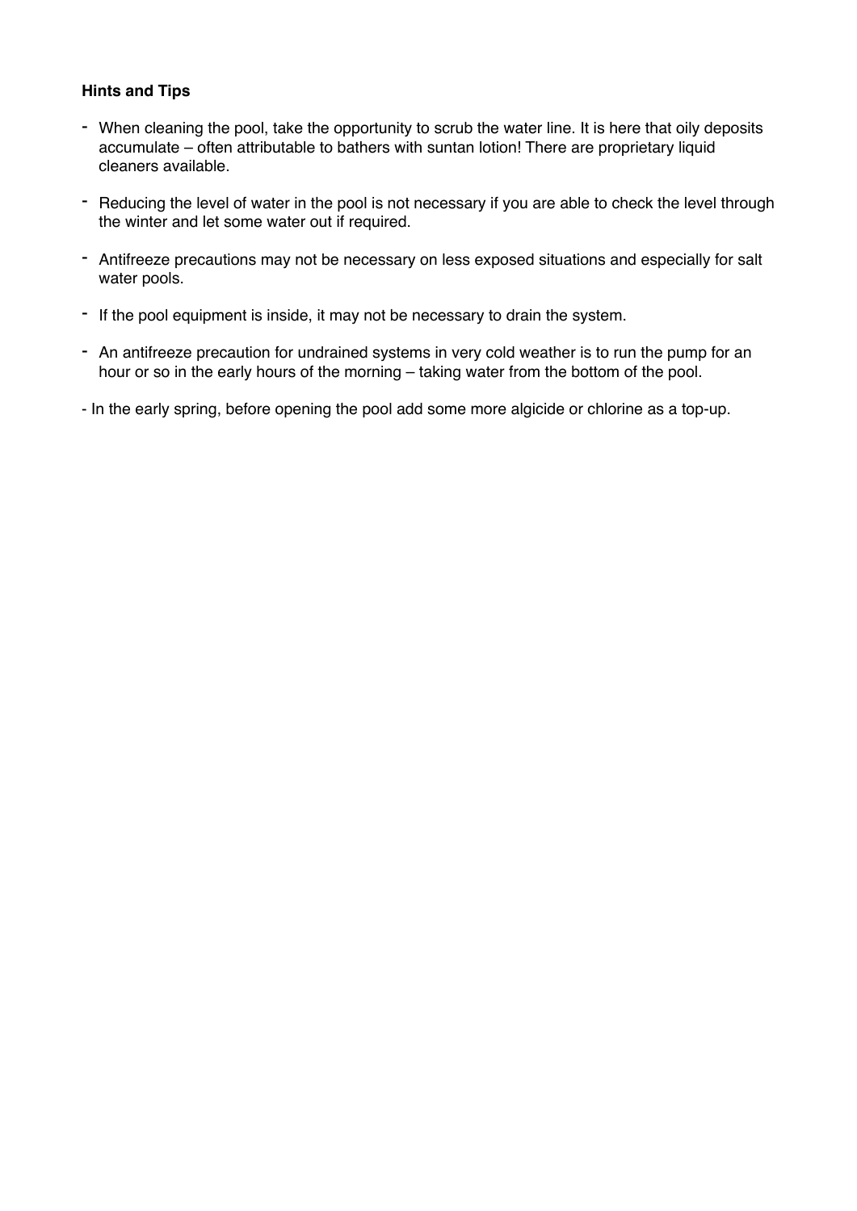**Hints and Tips**

- When cleaning the pool, take the opportunity to scrub the water line. It is here that oily deposits accumulate – often attributable to bathers with suntan lotion! There are proprietary liquid cleaners available.

- Reducing the level of water in the pool is not necessary if you are able to check the level through the winter and let some water out if required.

- Antifreeze precautions may not be necessary on less exposed situations and especially for salt water pools.

- If the pool equipment is inside, it may not be necessary to drain the system.

- An antifreeze precaution for undrained systems in very cold weather is to run the pump for an hour or so in the early hours of the morning – taking water from the bottom of the pool.

- In the early spring, before opening the pool add some more algicide or chlorine as a top-up.